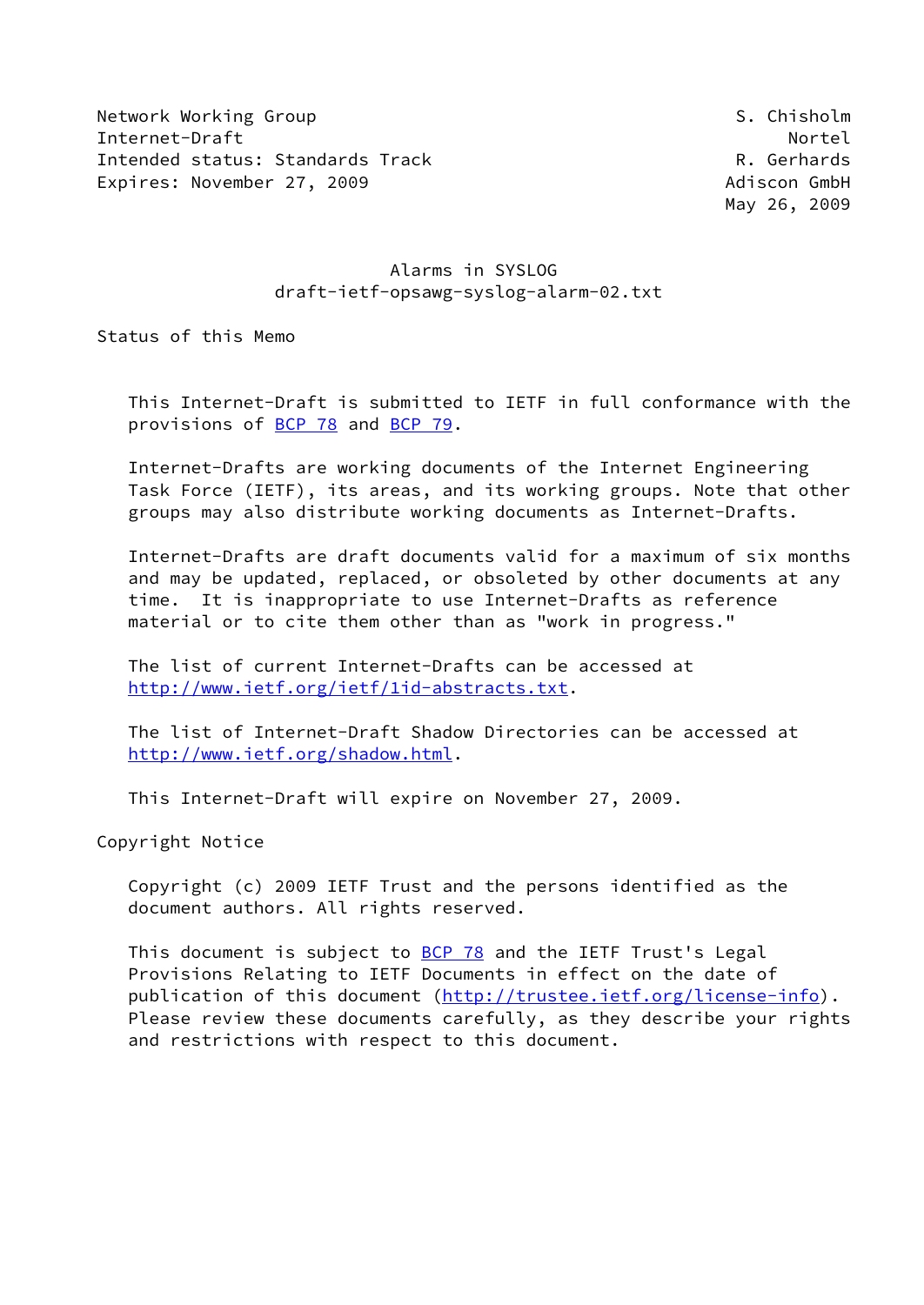Network Working Group S. Chisholm
Internet-Draft Nortel
Intended status: Standards Track R. Gerhards
Expires: November 27, 2009 Adiscon GmbH
May 26, 2009

# Alarms in SYSLOG
## draft-ietf-opsawg-syslog-alarm-02.txt

## Status of this Memo

This Internet-Draft is submitted to IETF in full conformance with the provisions of BCP 78 and BCP 79.

Internet-Drafts are working documents of the Internet Engineering Task Force (IETF), its areas, and its working groups. Note that other groups may also distribute working documents as Internet-Drafts.

Internet-Drafts are draft documents valid for a maximum of six months and may be updated, replaced, or obsoleted by other documents at any time. It is inappropriate to use Internet-Drafts as reference material or to cite them other than as "work in progress."

The list of current Internet-Drafts can be accessed at http://www.ietf.org/ietf/1id-abstracts.txt.

The list of Internet-Draft Shadow Directories can be accessed at http://www.ietf.org/shadow.html.

This Internet-Draft will expire on November 27, 2009.

## Copyright Notice

Copyright (c) 2009 IETF Trust and the persons identified as the document authors. All rights reserved.

This document is subject to BCP 78 and the IETF Trust's Legal Provisions Relating to IETF Documents in effect on the date of publication of this document (http://trustee.ietf.org/license-info). Please review these documents carefully, as they describe your rights and restrictions with respect to this document.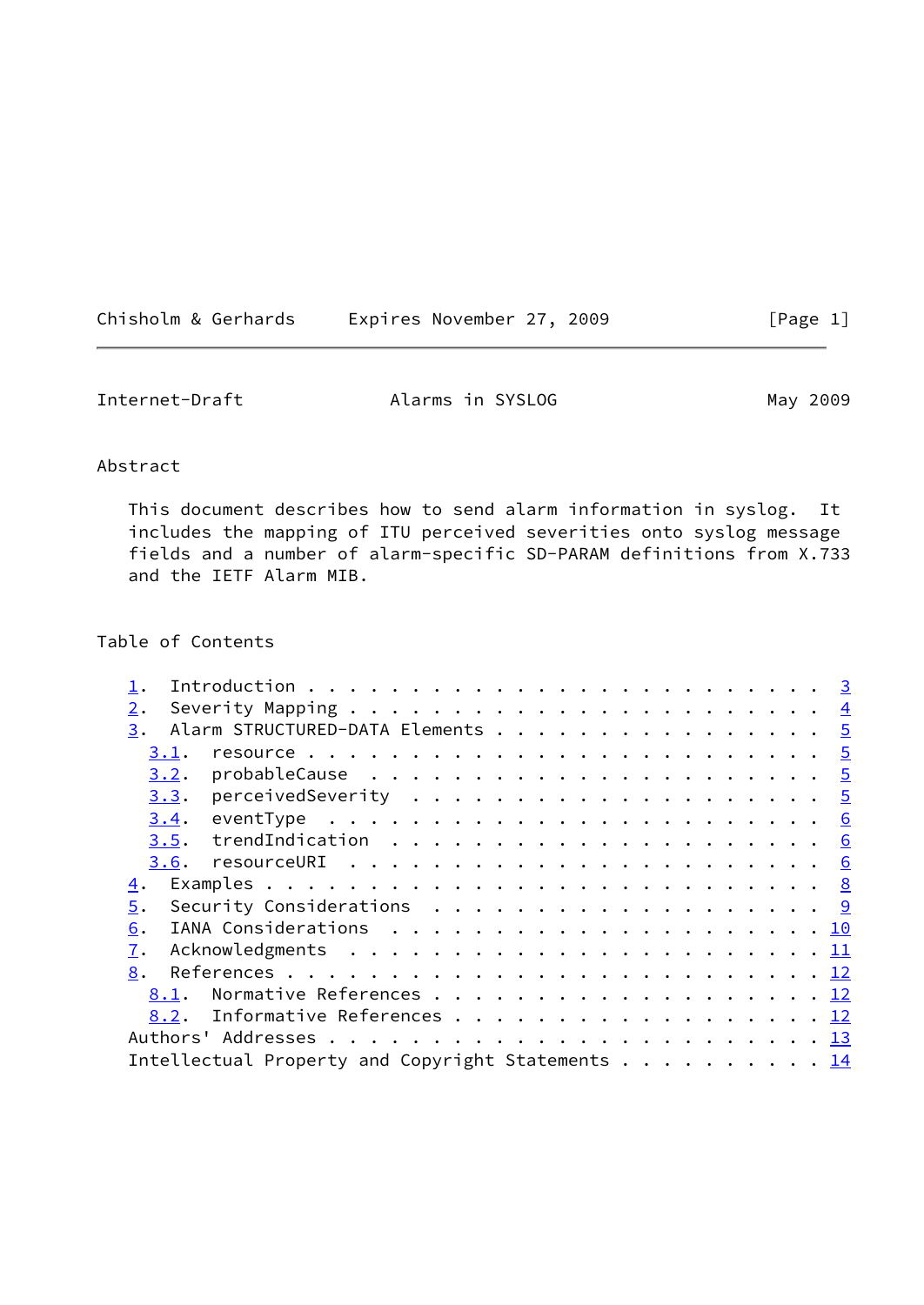## Abstract

This document describes how to send alarm information in syslog. It includes the mapping of ITU perceived severities onto syslog message fields and a number of alarm-specific SD-PARAM definitions from X.733 and the IETF Alarm MIB.

## Table of Contents

1. Introduction . . . . . . . . . . . . . . . . . . . . . . . . . 3
2. Severity Mapping . . . . . . . . . . . . . . . . . . . . . . . 4
3. Alarm STRUCTURED-DATA Elements . . . . . . . . . . . . . . . . 5
   3.1. resource . . . . . . . . . . . . . . . . . . . . . . . . . 5
   3.2. probableCause . . . . . . . . . . . . . . . . . . . . . . 5
   3.3. perceivedSeverity . . . . . . . . . . . . . . . . . . . . 5
   3.4. eventType . . . . . . . . . . . . . . . . . . . . . . . . 6
   3.5. trendIndication . . . . . . . . . . . . . . . . . . . . . 6
   3.6. resourceURI . . . . . . . . . . . . . . . . . . . . . . . 6
4. Examples . . . . . . . . . . . . . . . . . . . . . . . . . . . 8
5. Security Considerations . . . . . . . . . . . . . . . . . . . 9
6. IANA Considerations . . . . . . . . . . . . . . . . . . . . . 10
7. Acknowledgments . . . . . . . . . . . . . . . . . . . . . . . 11
8. References . . . . . . . . . . . . . . . . . . . . . . . . . . 12
   8.1. Normative References . . . . . . . . . . . . . . . . . . . 12
   8.2. Informative References . . . . . . . . . . . . . . . . . . 12

Authors' Addresses . . . . . . . . . . . . . . . . . . . . . . . . 13

Intellectual Property and Copyright Statements . . . . . . . . . . 14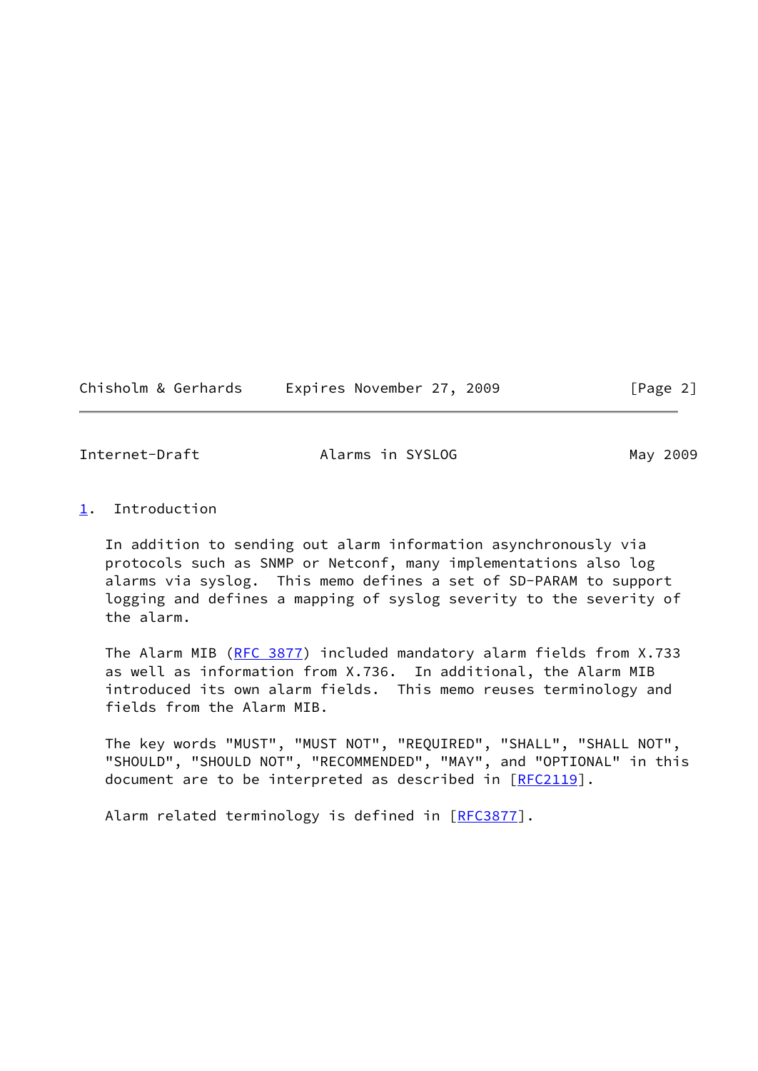## 1. Introduction

In addition to sending out alarm information asynchronously via protocols such as SNMP or Netconf, many implementations also log alarms via syslog. This memo defines a set of SD-PARAM to support logging and defines a mapping of syslog severity to the severity of the alarm.

The Alarm MIB (RFC 3877) included mandatory alarm fields from X.733 as well as information from X.736. In additional, the Alarm MIB introduced its own alarm fields. This memo reuses terminology and fields from the Alarm MIB.

The key words "MUST", "MUST NOT", "REQUIRED", "SHALL", "SHALL NOT", "SHOULD", "SHOULD NOT", "RECOMMENDED", "MAY", and "OPTIONAL" in this document are to be interpreted as described in [RFC2119].

Alarm related terminology is defined in [RFC3877].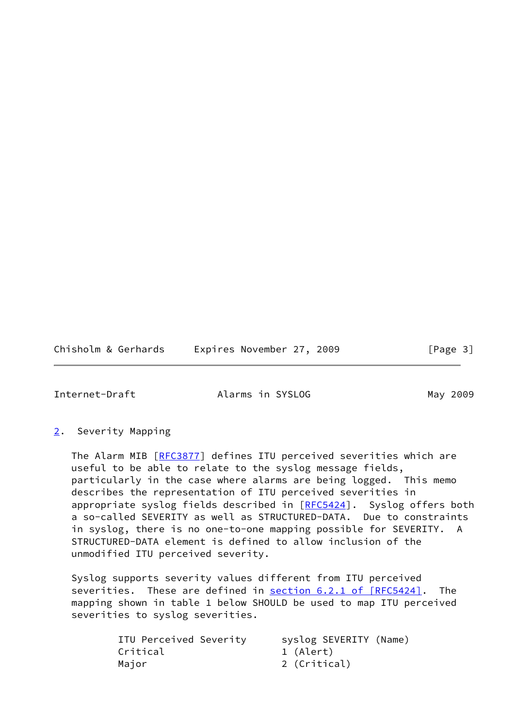## 2. Severity Mapping

The Alarm MIB [RFC3877] defines ITU perceived severities which are useful to be able to relate to the syslog message fields, particularly in the case where alarms are being logged. This memo describes the representation of ITU perceived severities in appropriate syslog fields described in [RFC5424]. Syslog offers both a so-called SEVERITY as well as STRUCTURED-DATA. Due to constraints in syslog, there is no one-to-one mapping possible for SEVERITY. A STRUCTURED-DATA element is defined to allow inclusion of the unmodified ITU perceived severity.

Syslog supports severity values different from ITU perceived severities. These are defined in section 6.2.1 of [RFC5424]. The mapping shown in table 1 below SHOULD be used to map ITU perceived severities to syslog severities.

| ITU Perceived Severity | syslog SEVERITY (Name) |
|---|---|
| Critical | 1 (Alert) |
| Major | 2 (Critical) |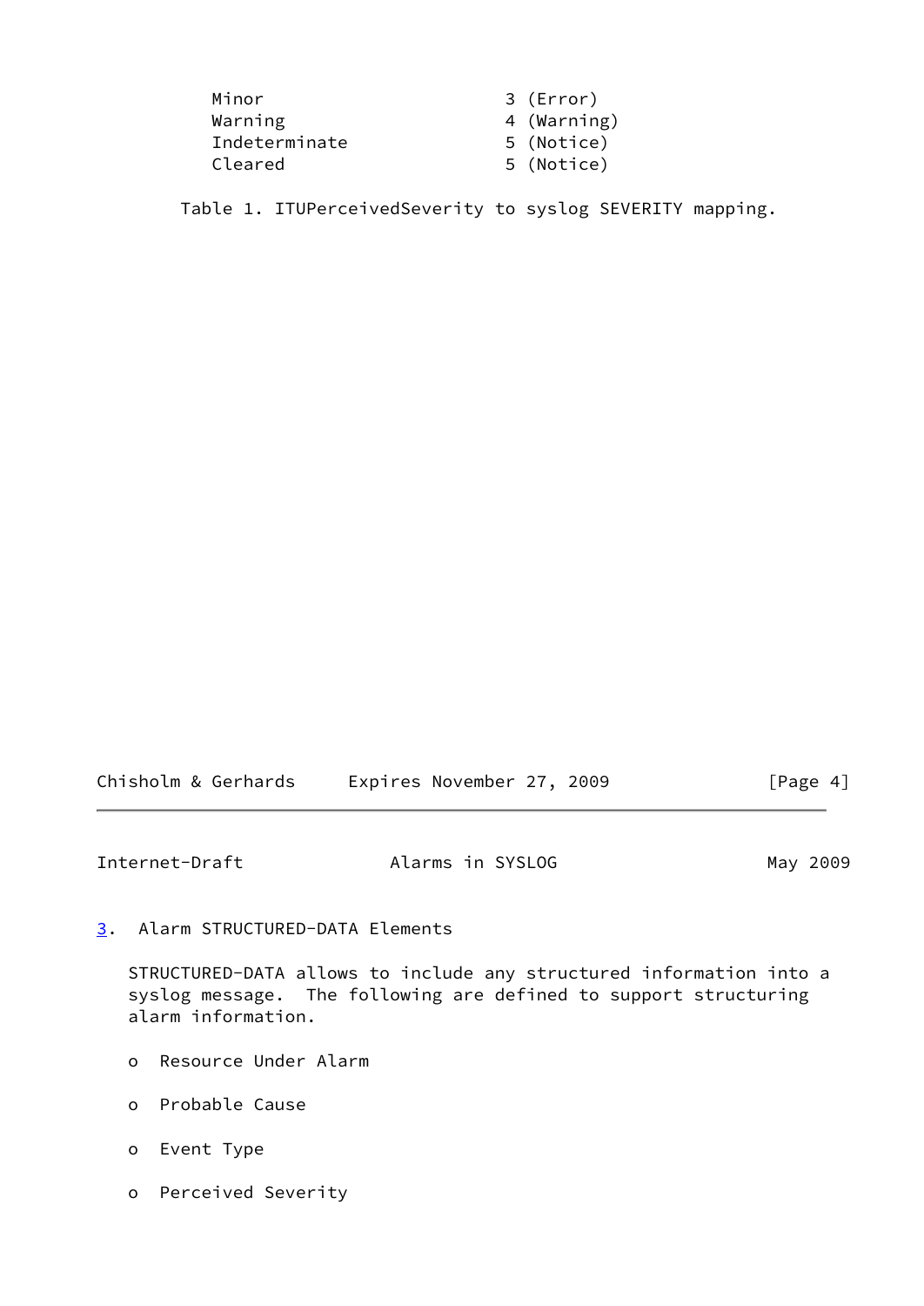| | |
|---|---|
| Minor | 3 (Error) |
| Warning | 4 (Warning) |
| Indeterminate | 5 (Notice) |
| Cleared | 5 (Notice) |

Table 1. ITUPerceivedSeverity to syslog SEVERITY mapping.

## 3. Alarm STRUCTURED-DATA Elements

STRUCTURED-DATA allows to include any structured information into a syslog message. The following are defined to support structuring alarm information.

- Resource Under Alarm
- Probable Cause
- Event Type
- Perceived Severity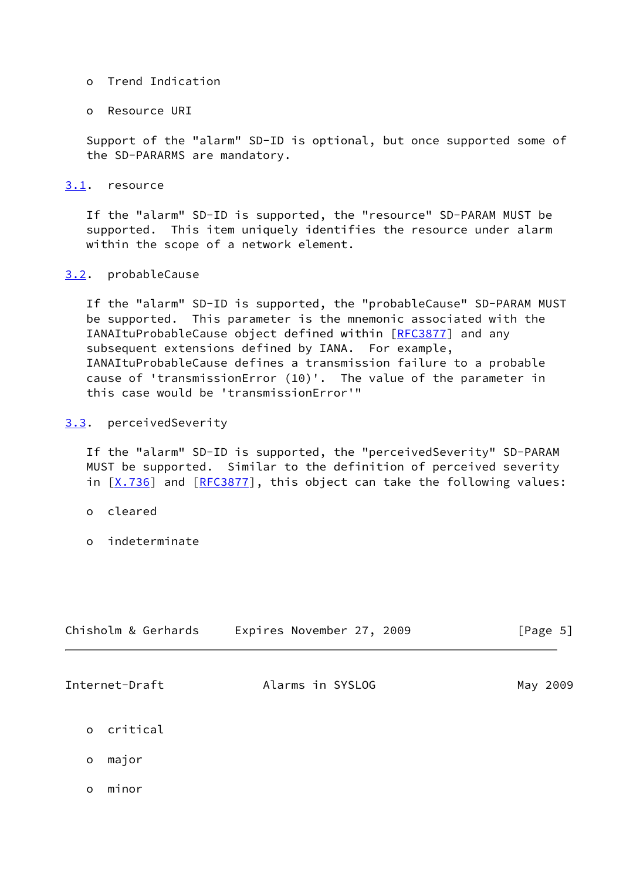- Trend Indication

- Resource URI

Support of the "alarm" SD-ID is optional, but once supported some of the SD-PARARMS are mandatory.

### 3.1. resource

If the "alarm" SD-ID is supported, the "resource" SD-PARAM MUST be supported. This item uniquely identifies the resource under alarm within the scope of a network element.

### 3.2. probableCause

If the "alarm" SD-ID is supported, the "probableCause" SD-PARAM MUST be supported. This parameter is the mnemonic associated with the IANAItuProbableCause object defined within [RFC3877] and any subsequent extensions defined by IANA. For example, IANAItuProbableCause defines a transmission failure to a probable cause of 'transmissionError (10)'. The value of the parameter in this case would be 'transmissionError'"

### 3.3. perceivedSeverity

If the "alarm" SD-ID is supported, the "perceivedSeverity" SD-PARAM MUST be supported. Similar to the definition of perceived severity in [X.736] and [RFC3877], this object can take the following values:

- cleared

- indeterminate

- critical

- major

- minor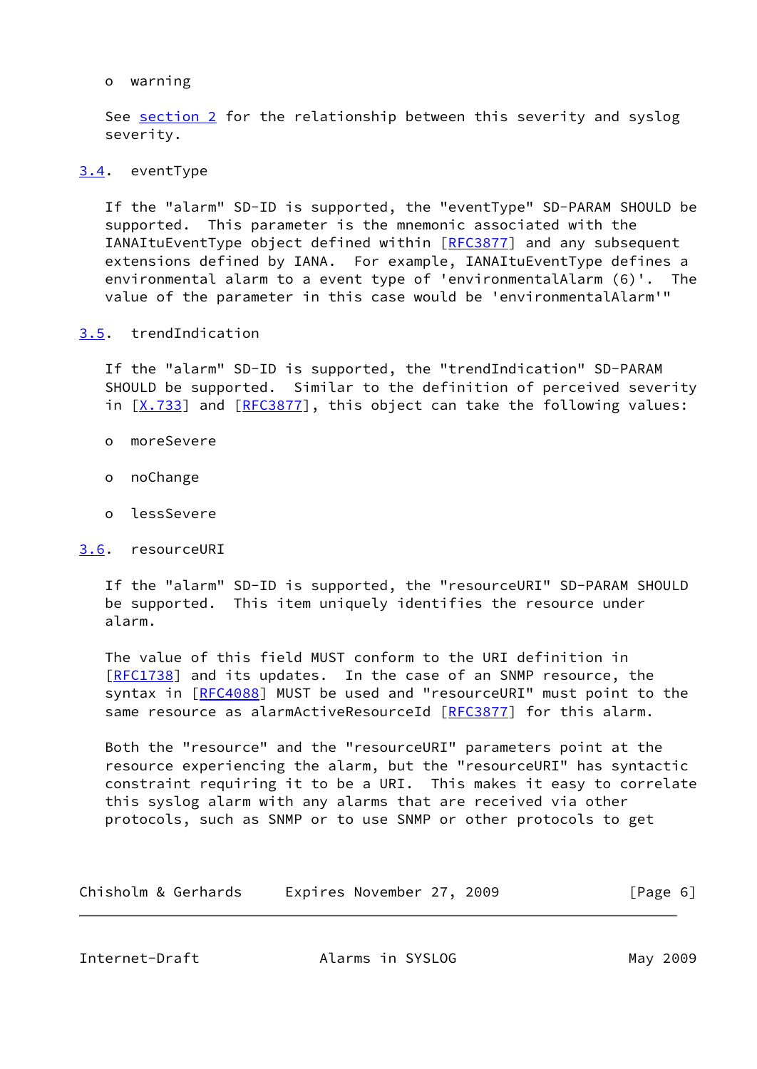- warning

See section 2 for the relationship between this severity and syslog severity.

### 3.4. eventType

If the "alarm" SD-ID is supported, the "eventType" SD-PARAM SHOULD be supported. This parameter is the mnemonic associated with the IANAItuEventType object defined within [RFC3877] and any subsequent extensions defined by IANA. For example, IANAItuEventType defines a environmental alarm to a event type of 'environmentalAlarm (6)'. The value of the parameter in this case would be 'environmentalAlarm'"

### 3.5. trendIndication

If the "alarm" SD-ID is supported, the "trendIndication" SD-PARAM SHOULD be supported. Similar to the definition of perceived severity in [X.733] and [RFC3877], this object can take the following values:

- moreSevere
- noChange
- lessSevere

### 3.6. resourceURI

If the "alarm" SD-ID is supported, the "resourceURI" SD-PARAM SHOULD be supported. This item uniquely identifies the resource under alarm.

The value of this field MUST conform to the URI definition in [RFC1738] and its updates. In the case of an SNMP resource, the syntax in [RFC4088] MUST be used and "resourceURI" must point to the same resource as alarmActiveResourceId [RFC3877] for this alarm.

Both the "resource" and the "resourceURI" parameters point at the resource experiencing the alarm, but the "resourceURI" has syntactic constraint requiring it to be a URI. This makes it easy to correlate this syslog alarm with any alarms that are received via other protocols, such as SNMP or to use SNMP or other protocols to get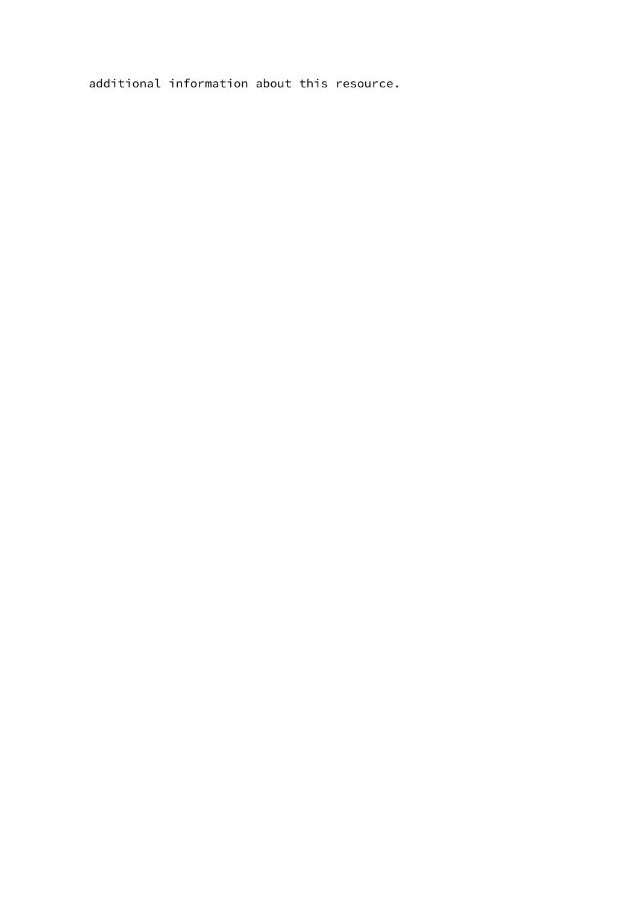additional information about this resource.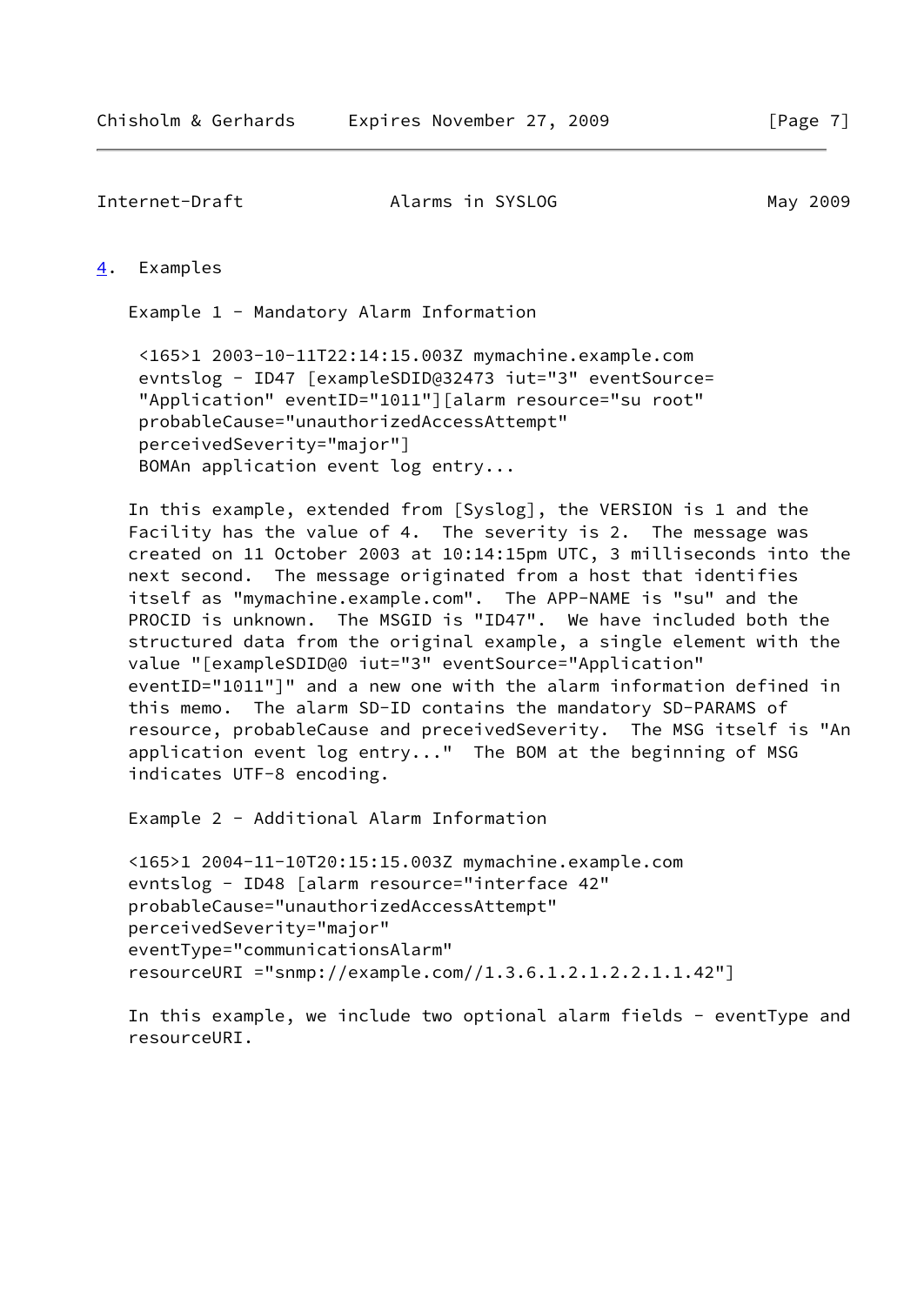## 4. Examples

Example 1 - Mandatory Alarm Information

```
<165>1 2003-10-11T22:14:15.003Z mymachine.example.com
evntslog - ID47 [exampleSDID@32473 iut="3" eventSource=
"Application" eventID="1011"][alarm resource="su root"
probableCause="unauthorizedAccessAttempt"
perceivedSeverity="major"]
BOMAn application event log entry...
```

In this example, extended from [Syslog], the VERSION is 1 and the Facility has the value of 4. The severity is 2. The message was created on 11 October 2003 at 10:14:15pm UTC, 3 milliseconds into the next second. The message originated from a host that identifies itself as "mymachine.example.com". The APP-NAME is "su" and the PROCID is unknown. The MSGID is "ID47". We have included both the structured data from the original example, a single element with the value "[exampleSDID@0 iut="3" eventSource="Application" eventID="1011"]" and a new one with the alarm information defined in this memo. The alarm SD-ID contains the mandatory SD-PARAMS of resource, probableCause and preceivedSeverity. The MSG itself is "An application event log entry..." The BOM at the beginning of MSG indicates UTF-8 encoding.

Example 2 - Additional Alarm Information

```
<165>1 2004-11-10T20:15:15.003Z mymachine.example.com
evntslog - ID48 [alarm resource="interface 42"
probableCause="unauthorizedAccessAttempt"
perceivedSeverity="major"
eventType="communicationsAlarm"
resourceURI ="snmp://example.com//1.3.6.1.2.1.2.2.1.1.42"]
```

In this example, we include two optional alarm fields - eventType and resourceURI.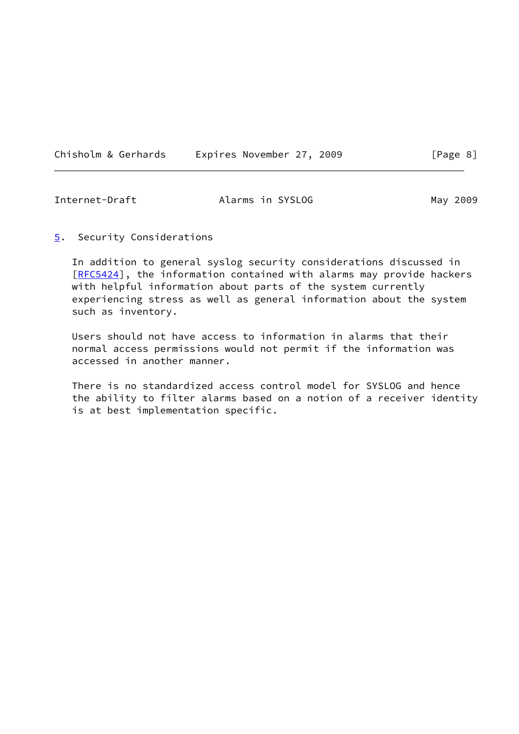## 5. Security Considerations

In addition to general syslog security considerations discussed in [RFC5424], the information contained with alarms may provide hackers with helpful information about parts of the system currently experiencing stress as well as general information about the system such as inventory.

Users should not have access to information in alarms that their normal access permissions would not permit if the information was accessed in another manner.

There is no standardized access control model for SYSLOG and hence the ability to filter alarms based on a notion of a receiver identity is at best implementation specific.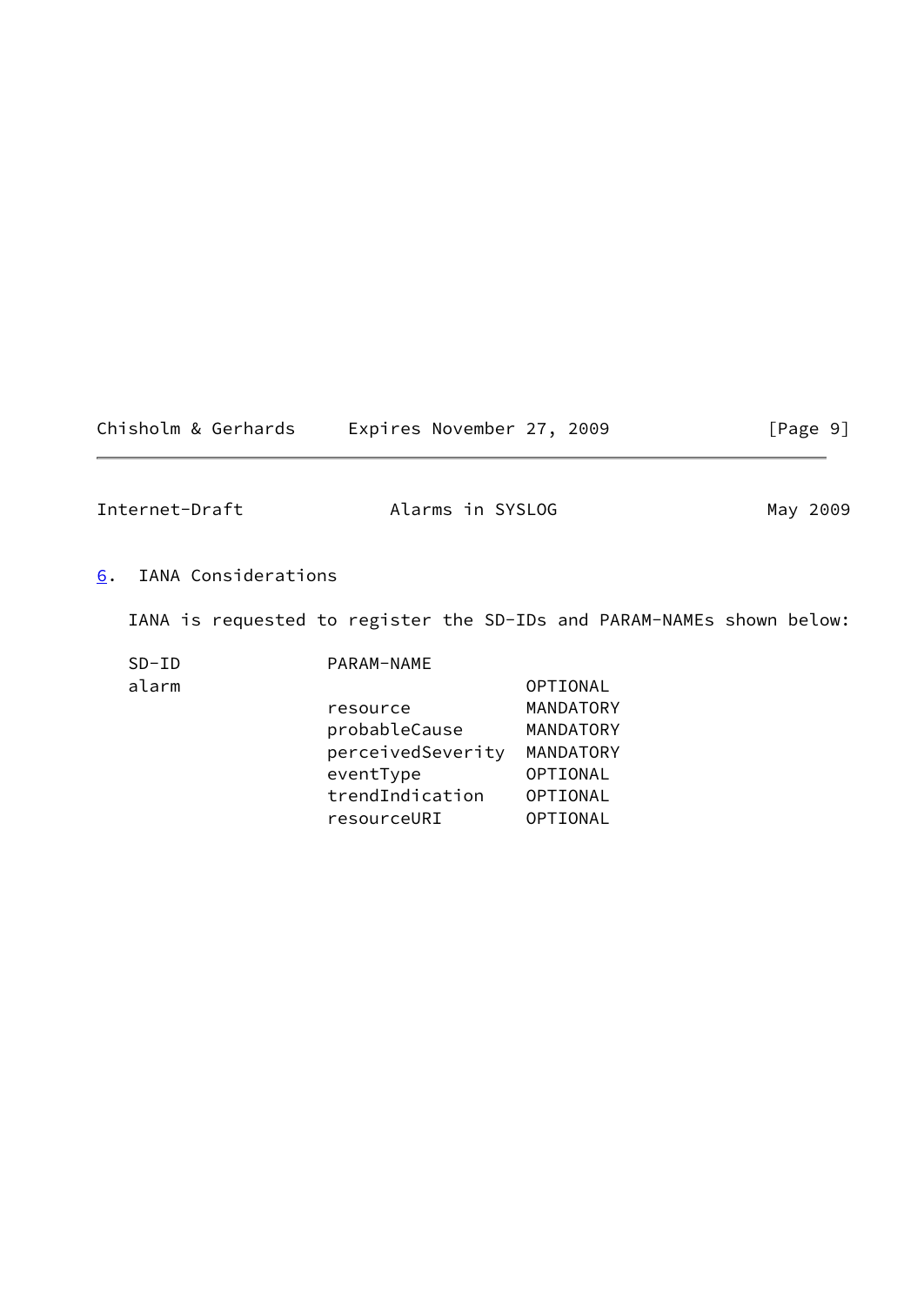## 6. IANA Considerations

IANA is requested to register the SD-IDs and PARAM-NAMEs shown below:

| SD-ID | PARAM-NAME | |
|---|---|---|
| alarm | | OPTIONAL |
| | resource | MANDATORY |
| | probableCause | MANDATORY |
| | perceivedSeverity | MANDATORY |
| | eventType | OPTIONAL |
| | trendIndication | OPTIONAL |
| | resourceURI | OPTIONAL |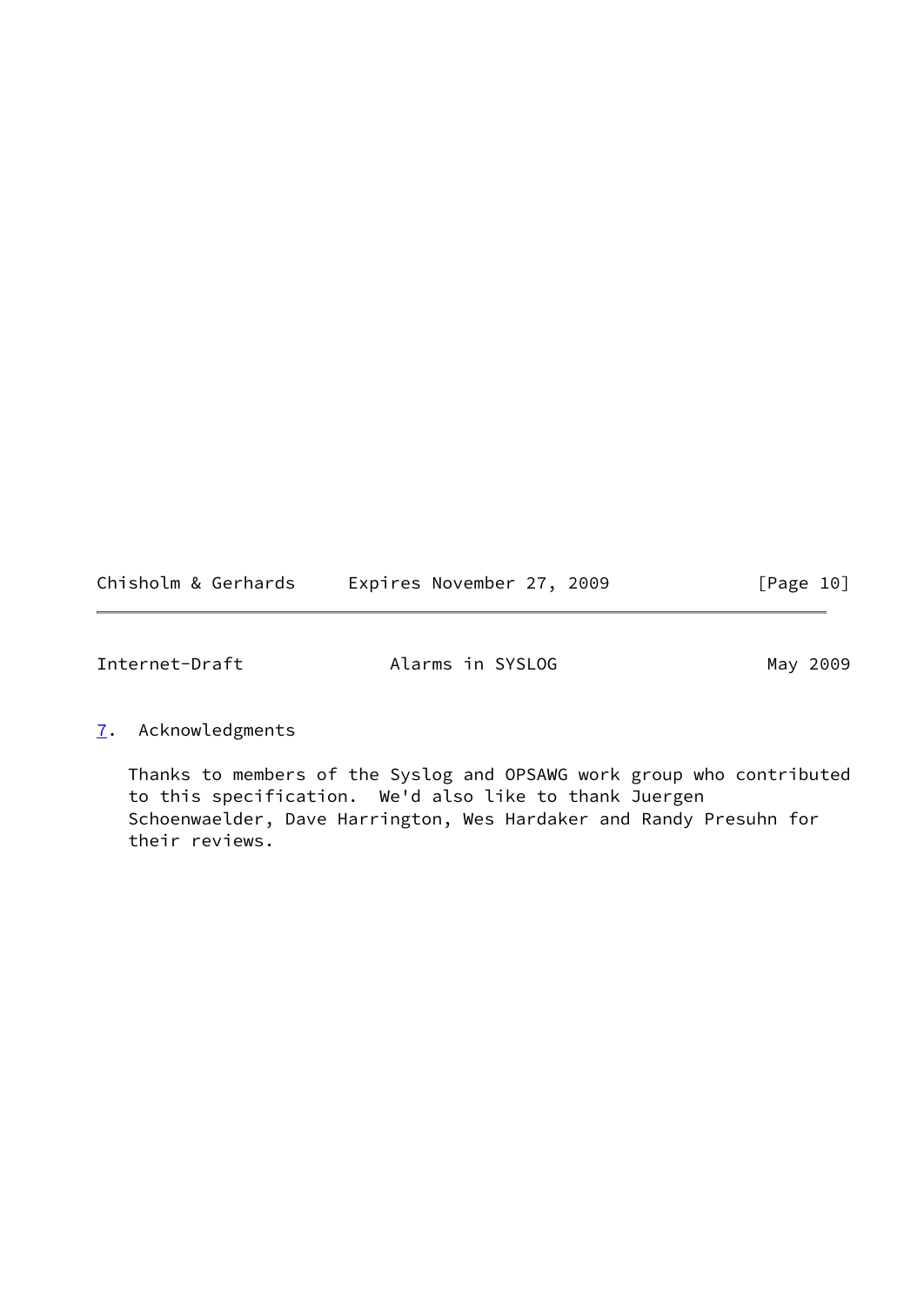## 7. Acknowledgments

Thanks to members of the Syslog and OPSAWG work group who contributed to this specification. We'd also like to thank Juergen Schoenwaelder, Dave Harrington, Wes Hardaker and Randy Presuhn for their reviews.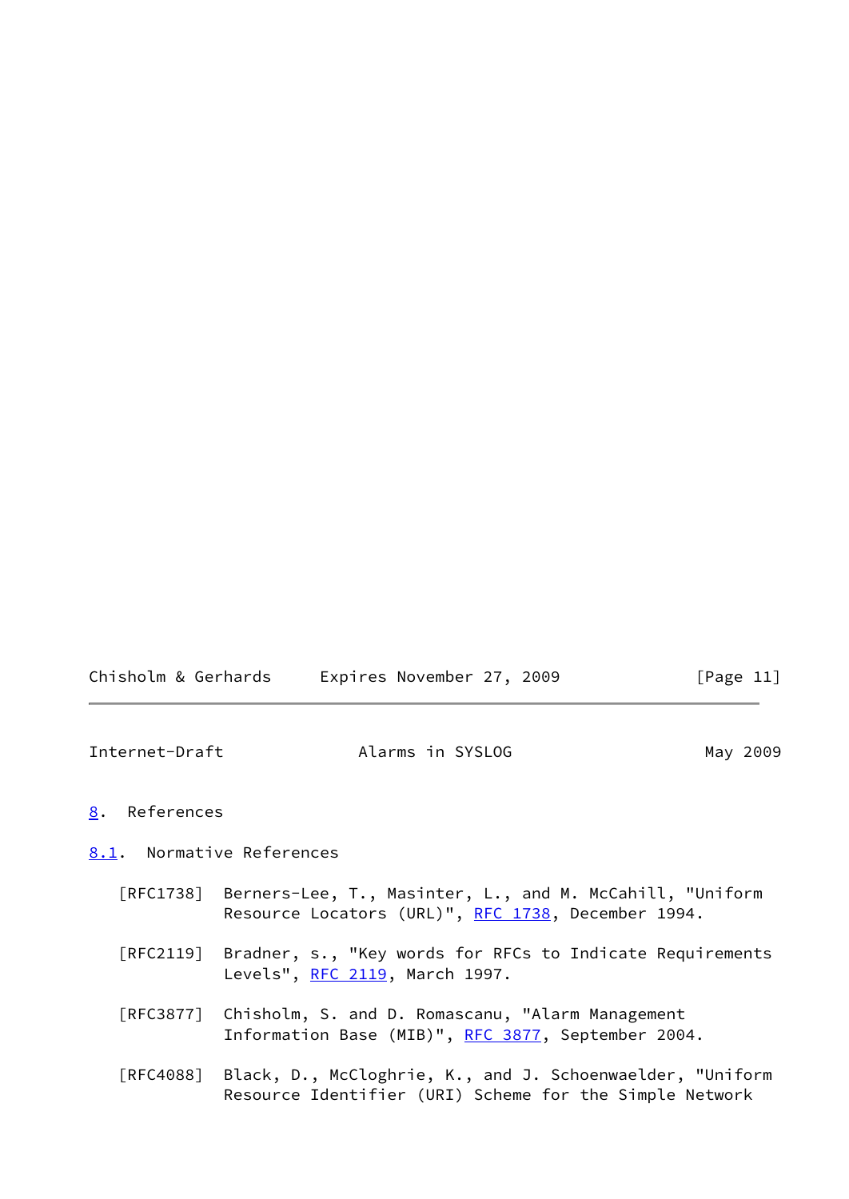## 8. References

### 8.1. Normative References

[RFC1738] Berners-Lee, T., Masinter, L., and M. McCahill, "Uniform Resource Locators (URL)", RFC 1738, December 1994.

[RFC2119] Bradner, s., "Key words for RFCs to Indicate Requirements Levels", RFC 2119, March 1997.

[RFC3877] Chisholm, S. and D. Romascanu, "Alarm Management Information Base (MIB)", RFC 3877, September 2004.

[RFC4088] Black, D., McCloghrie, K., and J. Schoenwaelder, "Uniform Resource Identifier (URI) Scheme for the Simple Network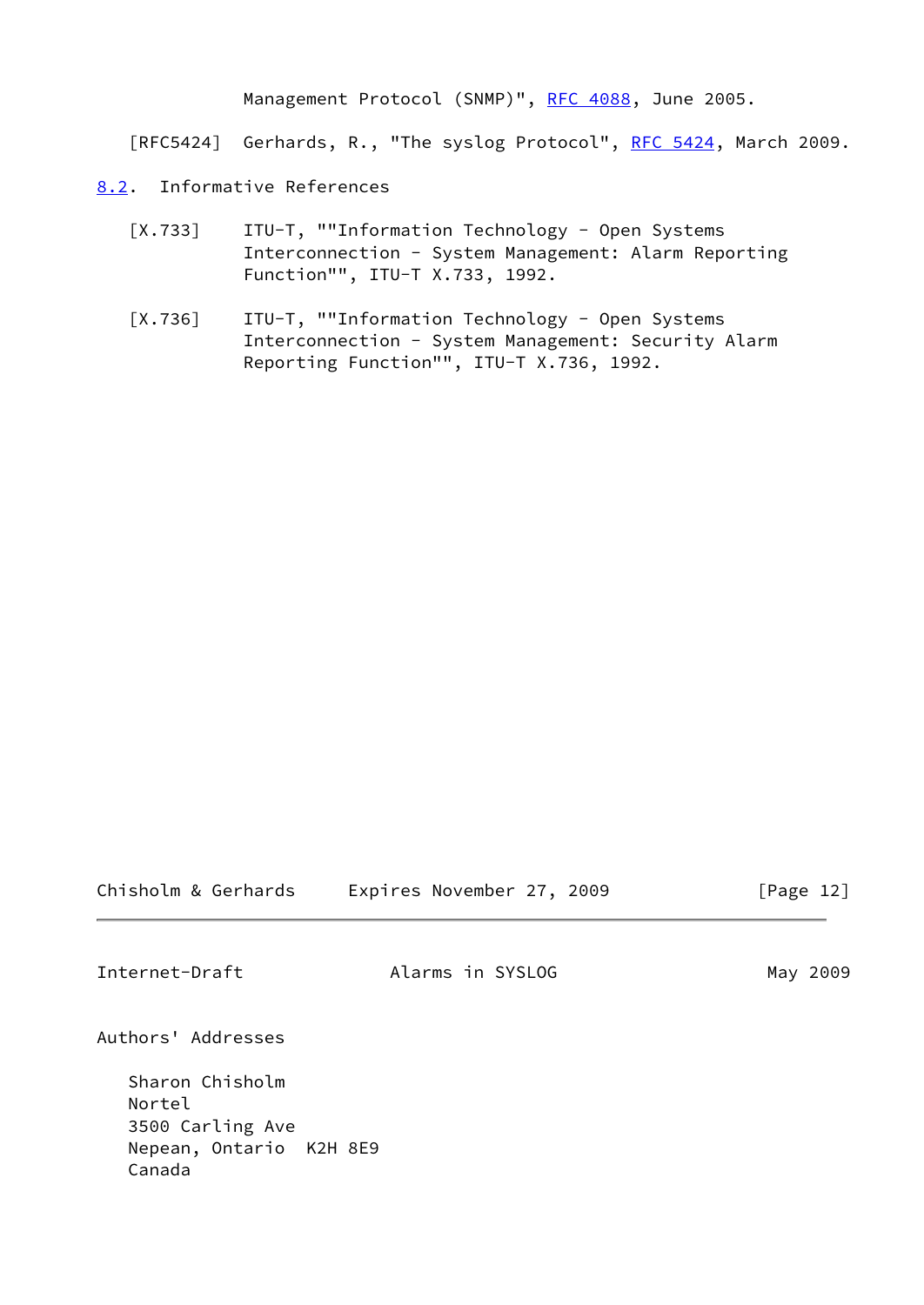Management Protocol (SNMP)", RFC 4088, June 2005.

[RFC5424] Gerhards, R., "The syslog Protocol", RFC 5424, March 2009.

### 8.2. Informative References

[X.733] ITU-T, ""Information Technology - Open Systems Interconnection - System Management: Alarm Reporting Function"", ITU-T X.733, 1992.

[X.736] ITU-T, ""Information Technology - Open Systems Interconnection - System Management: Security Alarm Reporting Function"", ITU-T X.736, 1992.

## Authors' Addresses

Sharon Chisholm
Nortel
3500 Carling Ave
Nepean, Ontario K2H 8E9
Canada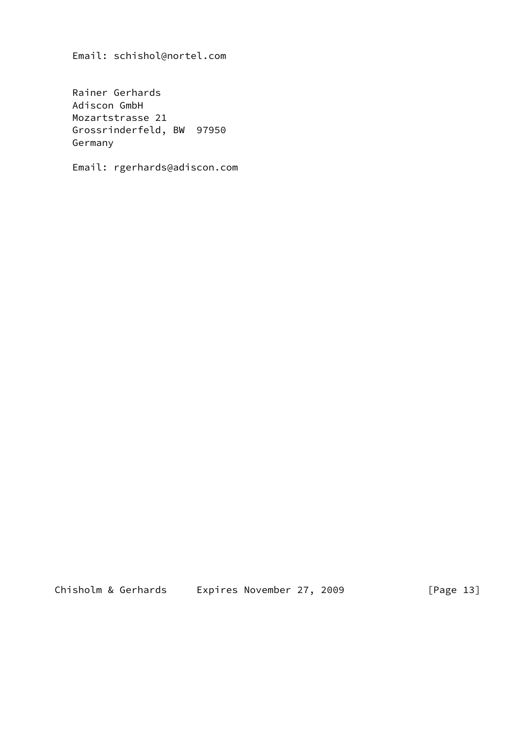Email: schishol@nortel.com

Rainer Gerhards
Adiscon GmbH
Mozartstrasse 21
Grossrinderfeld, BW  97950
Germany

Email: rgerhards@adiscon.com